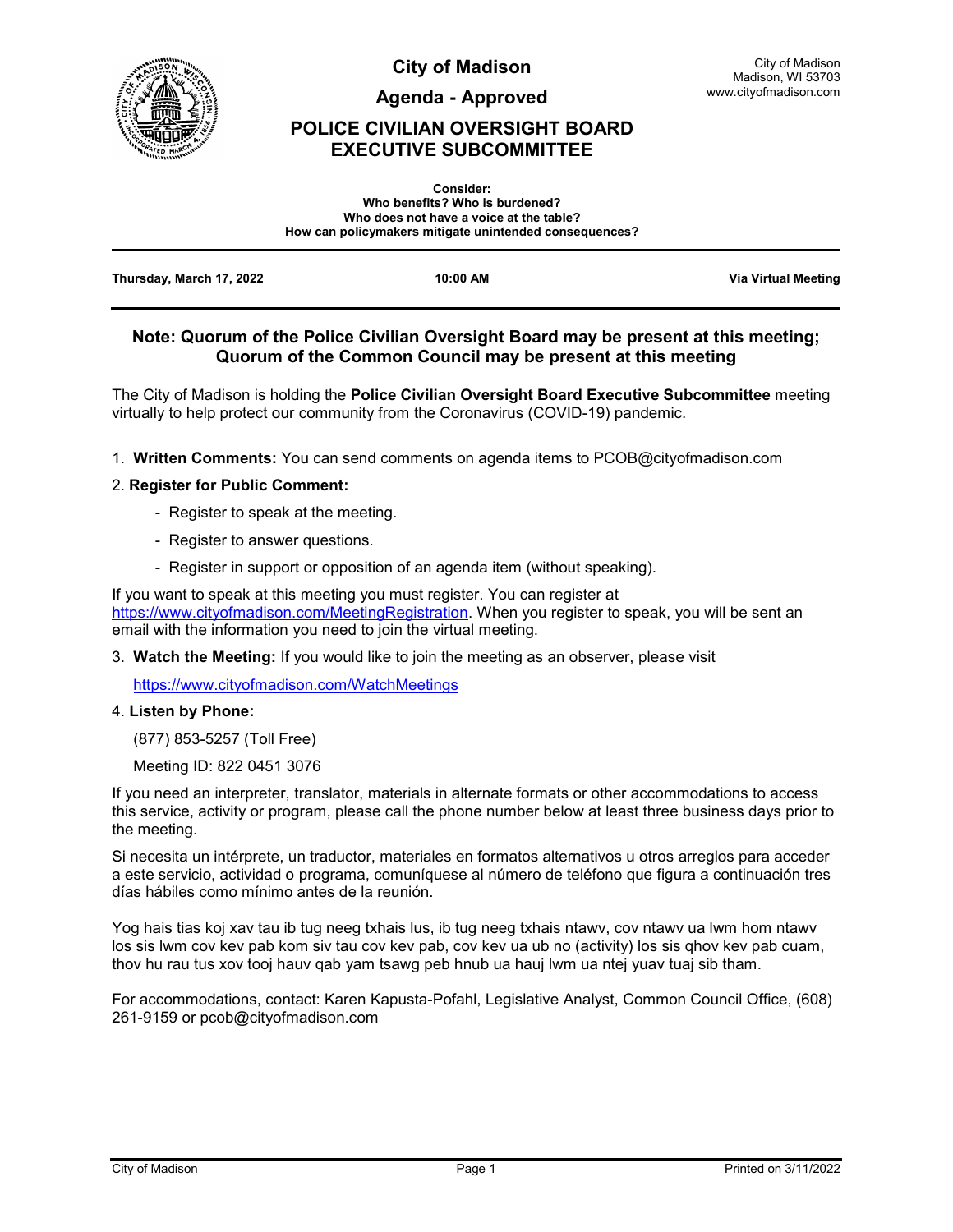# City of Madison

## Agenda - Approved

## POLICE CIVILIAN OVERSIGHT BOARD EXECUTIVE SUBCOMMITTEE

City of Madison
Madison, WI 53703
www.cityofmadison.com

**Consider:**
**Who benefits? Who is burdened?**
**Who does not have a voice at the table?**
**How can policymakers mitigate unintended consequences?**

---

**Thursday, March 17, 2022** | **10:00 AM** | **Via Virtual Meeting**

---

### Note: Quorum of the Police Civilian Oversight Board may be present at this meeting; Quorum of the Common Council may be present at this meeting

The City of Madison is holding the **Police Civilian Oversight Board Executive Subcommittee** meeting virtually to help protect our community from the Coronavirus (COVID-19) pandemic.

1. **Written Comments:** You can send comments on agenda items to PCOB@cityofmadison.com

2. **Register for Public Comment:**
   - Register to speak at the meeting.
   - Register to answer questions.
   - Register in support or opposition of an agenda item (without speaking).

If you want to speak at this meeting you must register. You can register at https://www.cityofmadison.com/MeetingRegistration. When you register to speak, you will be sent an email with the information you need to join the virtual meeting.

3. **Watch the Meeting:** If you would like to join the meeting as an observer, please visit

   https://www.cityofmadison.com/WatchMeetings

4. **Listen by Phone:**

   (877) 853-5257 (Toll Free)

   Meeting ID: 822 0451 3076

If you need an interpreter, translator, materials in alternate formats or other accommodations to access this service, activity or program, please call the phone number below at least three business days prior to the meeting.

Si necesita un intérprete, un traductor, materiales en formatos alternativos u otros arreglos para acceder a este servicio, actividad o programa, comuníquese al número de teléfono que figura a continuación tres días hábiles como mínimo antes de la reunión.

Yog hais tias koj xav tau ib tug neeg txhais lus, ib tug neeg txhais ntawv, cov ntawv ua lwm hom ntawv los sis lwm cov kev pab kom siv tau cov kev pab, cov kev ua ub no (activity) los sis qhov kev pab cuam, thov hu rau tus xov tooj hauv qab yam tsawg peb hnub ua hauj lwm ua ntej yuav tuaj sib tham.

For accommodations, contact: Karen Kapusta-Pofahl, Legislative Analyst, Common Council Office, (608) 261-9159 or pcob@cityofmadison.com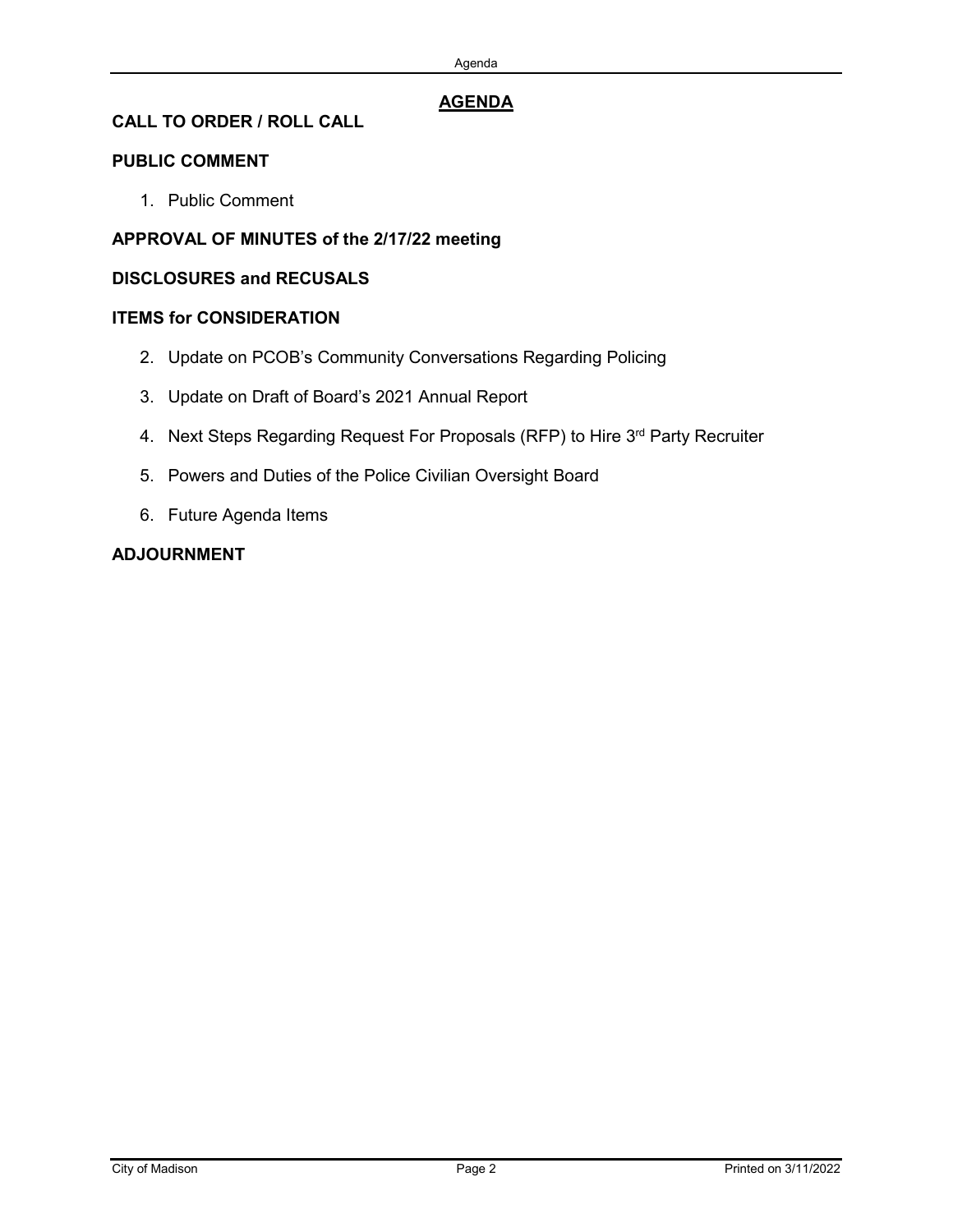# AGENDA

**CALL TO ORDER / ROLL CALL**

**PUBLIC COMMENT**

1. Public Comment

**APPROVAL OF MINUTES of the 2/17/22 meeting**

**DISCLOSURES and RECUSALS**

**ITEMS for CONSIDERATION**

2. Update on PCOB's Community Conversations Regarding Policing
3. Update on Draft of Board's 2021 Annual Report
4. Next Steps Regarding Request For Proposals (RFP) to Hire 3rd Party Recruiter
5. Powers and Duties of the Police Civilian Oversight Board
6. Future Agenda Items

**ADJOURNMENT**